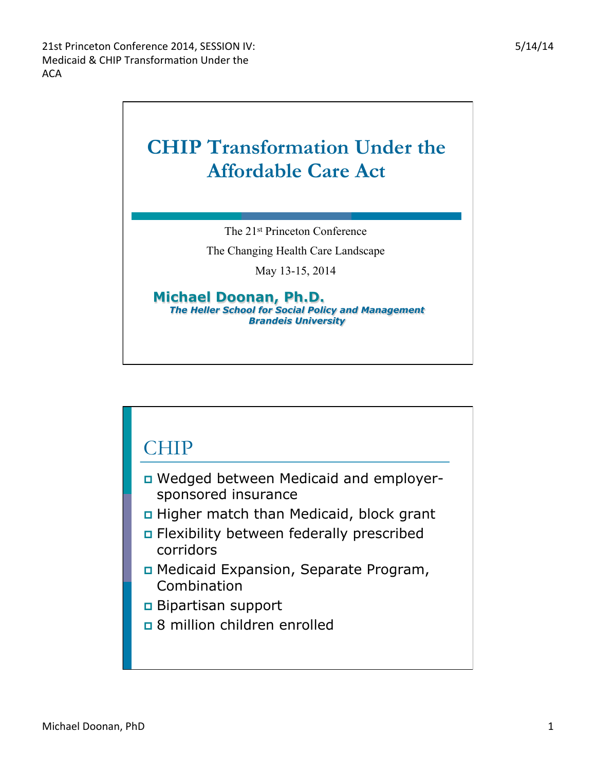# CHIP Transformation Under the Affordable Care Act

The 21st Princeton Conference

The Changing Health Care Landscape

May 13-15, 2014

**Michael Doonan, Ph.D.**

***The Heller School for Social Policy and Management***

***Brandeis University***

## CHIP

- Wedged between Medicaid and employer-sponsored insurance
- Higher match than Medicaid, block grant
- Flexibility between federally prescribed corridors
- Medicaid Expansion, Separate Program, Combination
- Bipartisan support
- 8 million children enrolled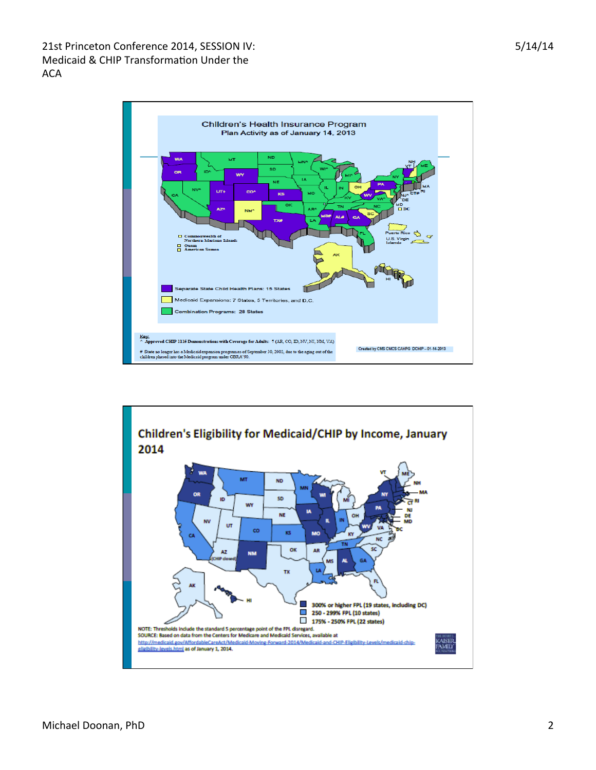## Children's Health Insurance Program

Plan Activity as of January 14, 2013

- Separate State Child Health Plans: 15 States
- Medicaid Expansions: 7 States, 5 Territories, and D.C.
- Combination Programs: 28 States

Key:

^ Approved CHIP 1115 Demonstrations with Coverage for Adults: 7 (AR, CO, ID, NV, NJ, NM, VA)

\# State no longer has a Medicaid expansion program as of September 30, 2002, due to the aging out of the children phased into the Medicaid program under OBRA'90.

Created by CMS CMCS CAHPG DCHIP – 01-14-2013

## Children's Eligibility for Medicaid/CHIP by Income, January 2014

- 300% or higher FPL (19 states, including DC)
- 250 - 299% FPL (10 states)
- 175% - 250% FPL (22 states)

NOTE: Thresholds include the standard 5 percentage point of the FPL disregard.

SOURCE: Based on data from the Centers for Medicare and Medicaid Services, available at http://medicaid.gov/AffordableCareAct/Medicaid-Moving-Forward-2014/Medicaid-and-CHIP-Eligibility-Levels/medicaid-chip-eligibility-levels.html as of January 1, 2014.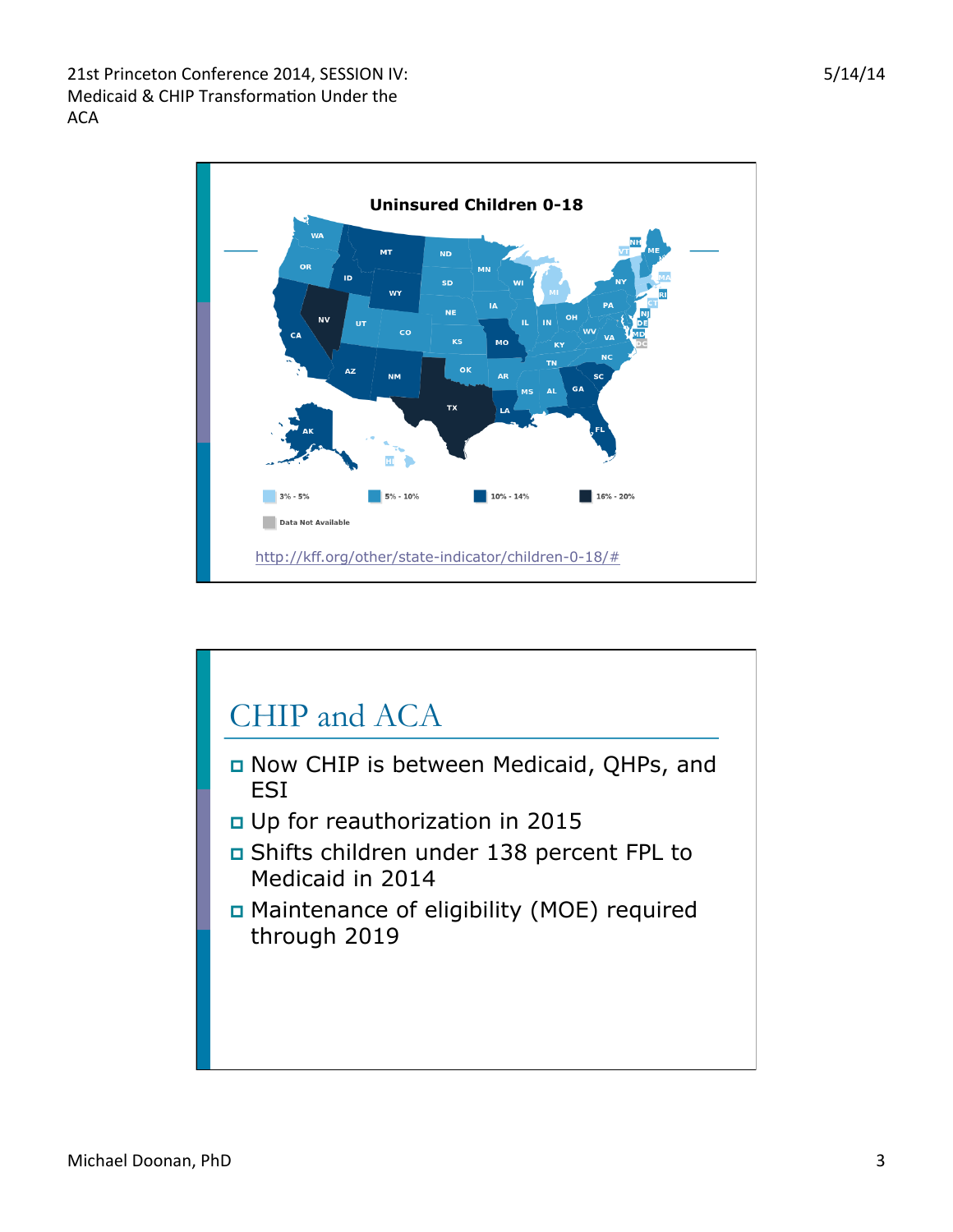## Uninsured Children 0-18

3% - 5% | 5% - 10% | 10% - 14% | 16% - 20%

Data Not Available

http://kff.org/other/state-indicator/children-0-18/#

## CHIP and ACA

- Now CHIP is between Medicaid, QHPs, and ESI
- Up for reauthorization in 2015
- Shifts children under 138 percent FPL to Medicaid in 2014
- Maintenance of eligibility (MOE) required through 2019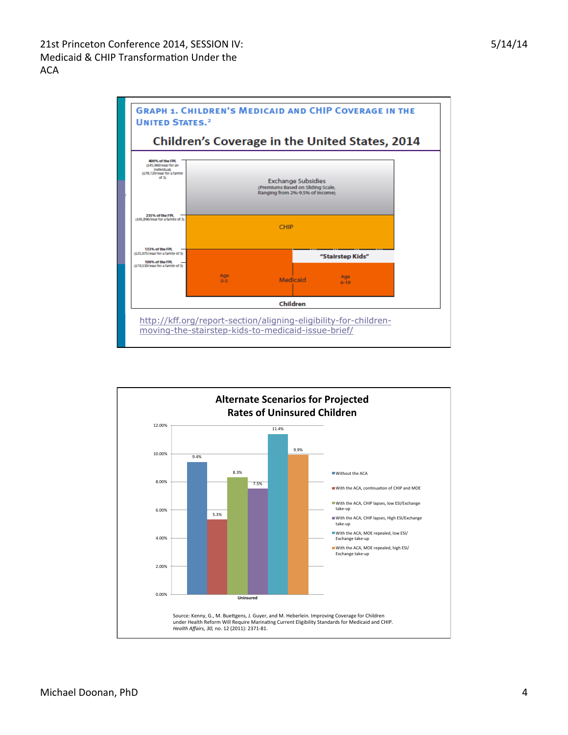## Graph 1. Children's Medicaid and CHIP Coverage in the United States.[2]

### Children's Coverage in the United States, 2014

- 400% of the FPL ($45,960/year for an individual) ($78,120/year for a family of 3): Exchange Subsidies (Premiums Based on Sliding Scale, Ranging from 2%-9.5% of Income)
- 235% of the FPL ($45,896/year for a family of 3): CHIP
- 133% of the FPL ($25,975/year for a family of 3): "Stairstep Kids"
- 100% of the FPL ($19,530/year for a family of 3): Medicaid (Age 0-5; Age 6-19)

Children

http://kff.org/report-section/aligning-eligibility-for-children-moving-the-stairstep-kids-to-medicaid-issue-brief/

### Alternate Scenarios for Projected Rates of Uninsured Children

| Scenario | Uninsured |
|---|---|
| Without the ACA | 9.4% |
| With the ACA, continuation of CHIP and MOE | 5.3% |
| With the ACA, CHIP lapses, low ESI/Exchange take-up | 8.3% |
| With the ACA, CHIP lapses, High ESI/Exchange take-up | 7.5% |
| With the ACA, MOE repealed, low ESI/ Exchange take-up | 11.4% |
| With the ACA, MOE repealed, high ESI/ Exchange take-up | 9.9% |

Source: Kenny, G., M. Buettgens, J. Guyer, and M. Heberlein. Improving Coverage for Children under Health Reform Will Require Marinating Current Eligibility Standards for Medicaid and CHIP. *Health Affairs, 30,* no. 12 (2011): 2371-81.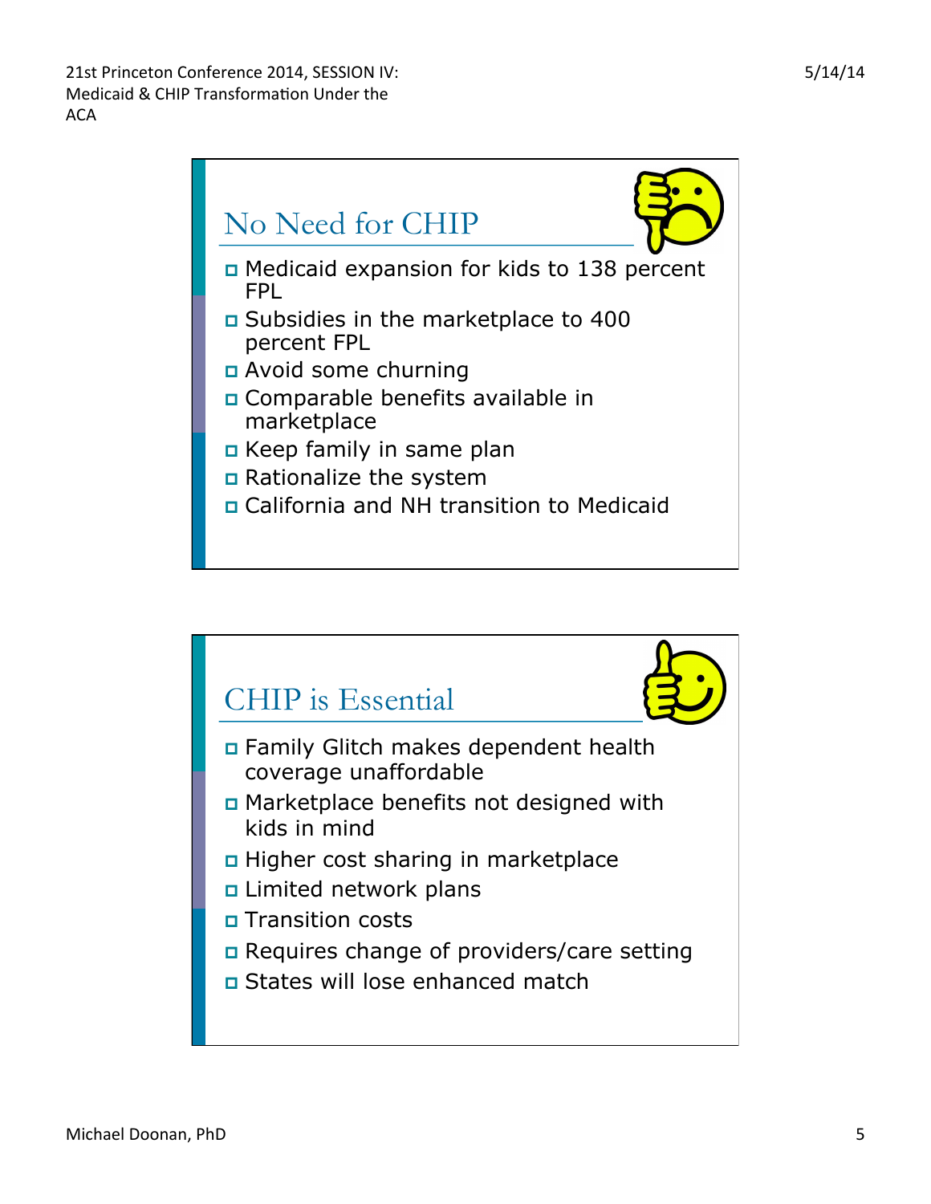## No Need for CHIP

- Medicaid expansion for kids to 138 percent FPL
- Subsidies in the marketplace to 400 percent FPL
- Avoid some churning
- Comparable benefits available in marketplace
- Keep family in same plan
- Rationalize the system
- California and NH transition to Medicaid

## CHIP is Essential

- Family Glitch makes dependent health coverage unaffordable
- Marketplace benefits not designed with kids in mind
- Higher cost sharing in marketplace
- Limited network plans
- Transition costs
- Requires change of providers/care setting
- States will lose enhanced match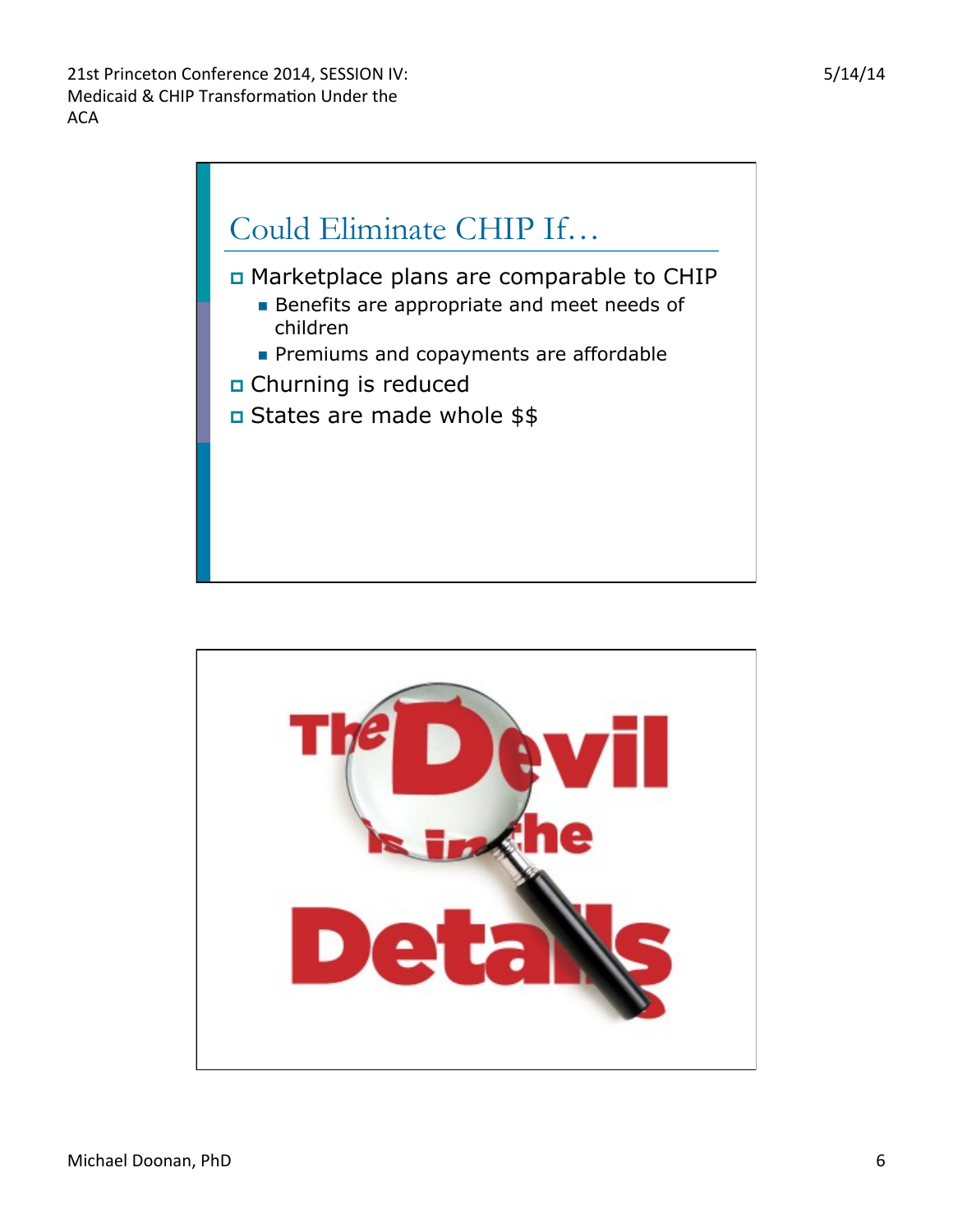## Could Eliminate CHIP If…

- Marketplace plans are comparable to CHIP
  - Benefits are appropriate and meet needs of children
  - Premiums and copayments are affordable
- Churning is reduced
- States are made whole $$

The Devil is in the Details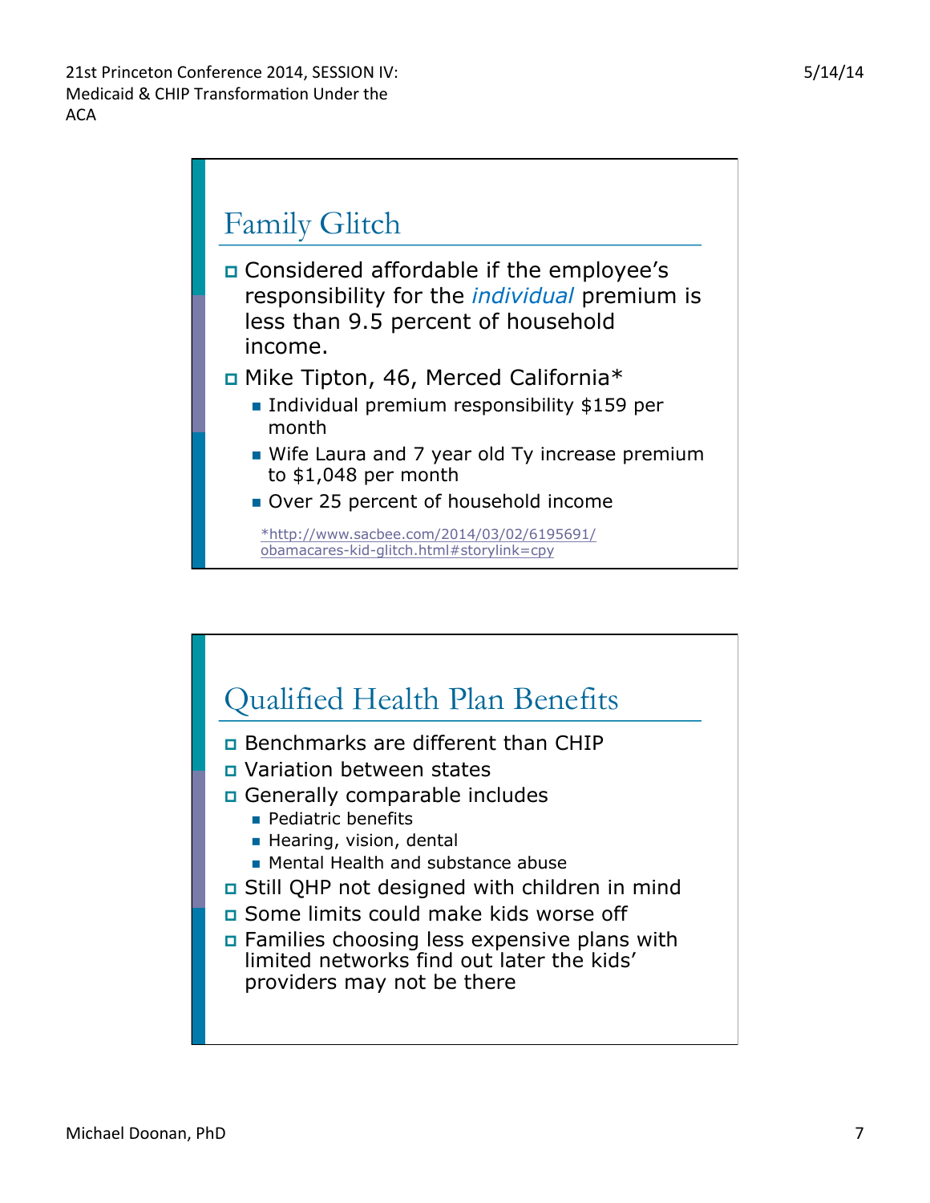## Family Glitch

- Considered affordable if the employee's responsibility for the *individual* premium is less than 9.5 percent of household income.
- Mike Tipton, 46, Merced California*
  - Individual premium responsibility $159 per month
  - Wife Laura and 7 year old Ty increase premium to $1,048 per month
  - Over 25 percent of household income

*http://www.sacbee.com/2014/03/02/6195691/obamacares-kid-glitch.html#storylink=cpy

## Qualified Health Plan Benefits

- Benchmarks are different than CHIP
- Variation between states
- Generally comparable includes
  - Pediatric benefits
  - Hearing, vision, dental
  - Mental Health and substance abuse
- Still QHP not designed with children in mind
- Some limits could make kids worse off
- Families choosing less expensive plans with limited networks find out later the kids' providers may not be there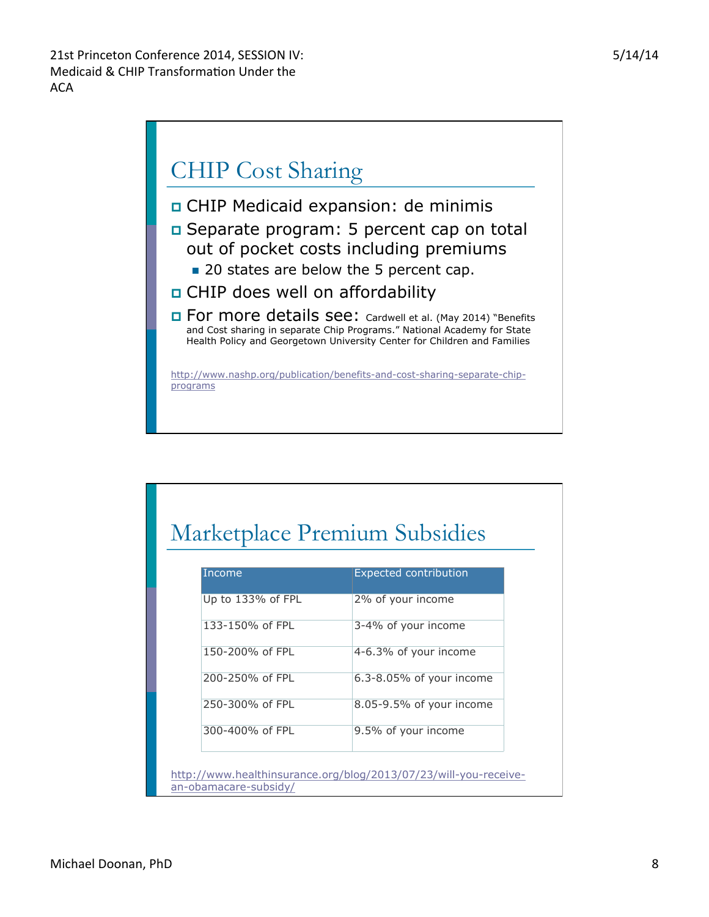## CHIP Cost Sharing

- CHIP Medicaid expansion: de minimis
- Separate program: 5 percent cap on total out of pocket costs including premiums
  - 20 states are below the 5 percent cap.
- CHIP does well on affordability
- For more details see: Cardwell et al. (May 2014) "Benefits and Cost sharing in separate Chip Programs." National Academy for State Health Policy and Georgetown University Center for Children and Families

http://www.nashp.org/publication/benefits-and-cost-sharing-separate-chip-programs

## Marketplace Premium Subsidies

| Income | Expected contribution |
| --- | --- |
| Up to 133% of FPL | 2% of your income |
| 133-150% of FPL | 3-4% of your income |
| 150-200% of FPL | 4-6.3% of your income |
| 200-250% of FPL | 6.3-8.05% of your income |
| 250-300% of FPL | 8.05-9.5% of your income |
| 300-400% of FPL | 9.5% of your income |

http://www.healthinsurance.org/blog/2013/07/23/will-you-receive-an-obamacare-subsidy/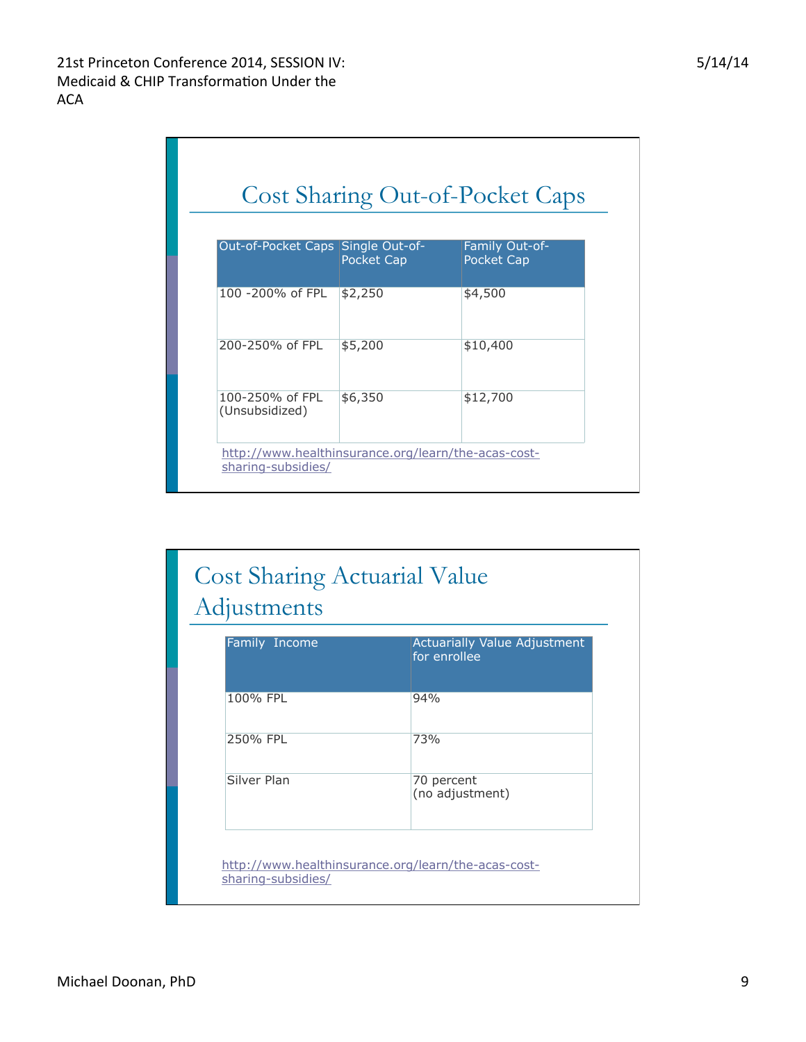## Cost Sharing Out-of-Pocket Caps

| Out-of-Pocket Caps | Single Out-of-Pocket Cap | Family Out-of-Pocket Cap |
| --- | --- | --- |
| 100 -200% of FPL | $2,250 | $4,500 |
| 200-250% of FPL | $5,200 | $10,400 |
| 100-250% of FPL (Unsubsidized) | $6,350 | $12,700 |

http://www.healthinsurance.org/learn/the-acas-cost-sharing-subsidies/

## Cost Sharing Actuarial Value Adjustments

| Family Income | Actuarially Value Adjustment for enrollee |
| --- | --- |
| 100% FPL | 94% |
| 250% FPL | 73% |
| Silver Plan | 70 percent (no adjustment) |

http://www.healthinsurance.org/learn/the-acas-cost-sharing-subsidies/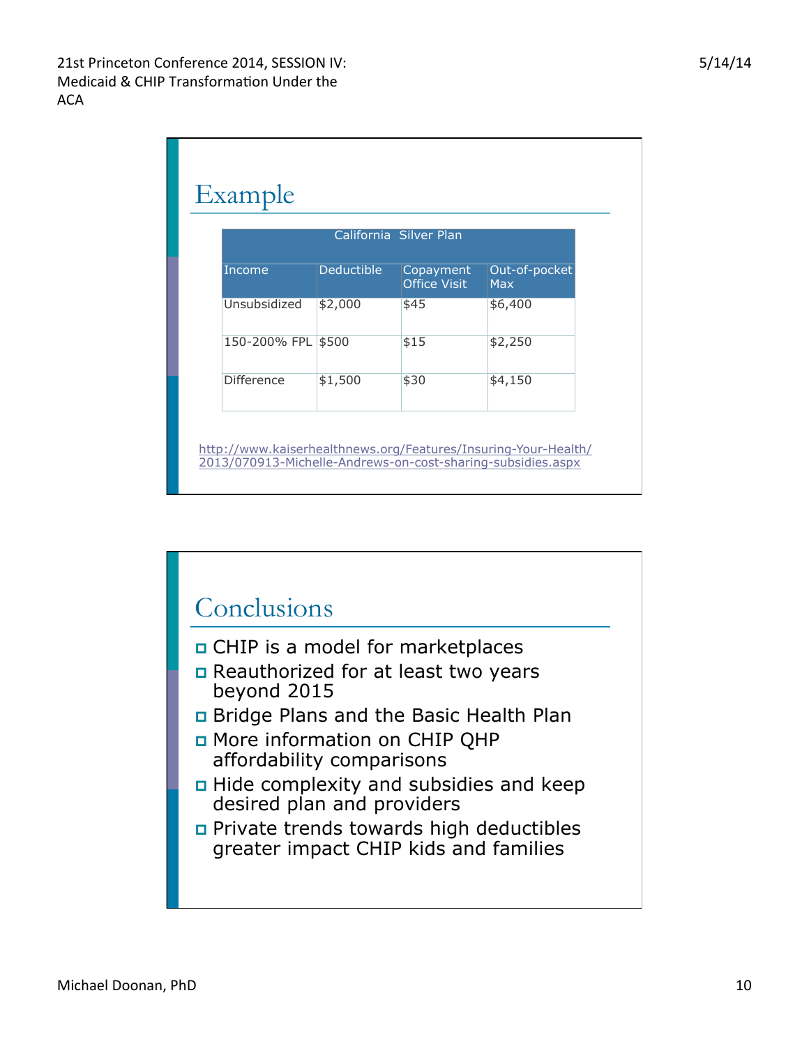## Example

| California Silver Plan | | | |
|---|---|---|---|
| Income | Deductible | Copayment Office Visit | Out-of-pocket Max |
| Unsubsidized | $2,000 | $45 | $6,400 |
| 150-200% FPL | $500 | $15 | $2,250 |
| Difference | $1,500 | $30 | $4,150 |

http://www.kaiserhealthnews.org/Features/Insuring-Your-Health/2013/070913-Michelle-Andrews-on-cost-sharing-subsidies.aspx

## Conclusions

- CHIP is a model for marketplaces
- Reauthorized for at least two years beyond 2015
- Bridge Plans and the Basic Health Plan
- More information on CHIP QHP affordability comparisons
- Hide complexity and subsidies and keep desired plan and providers
- Private trends towards high deductibles greater impact CHIP kids and families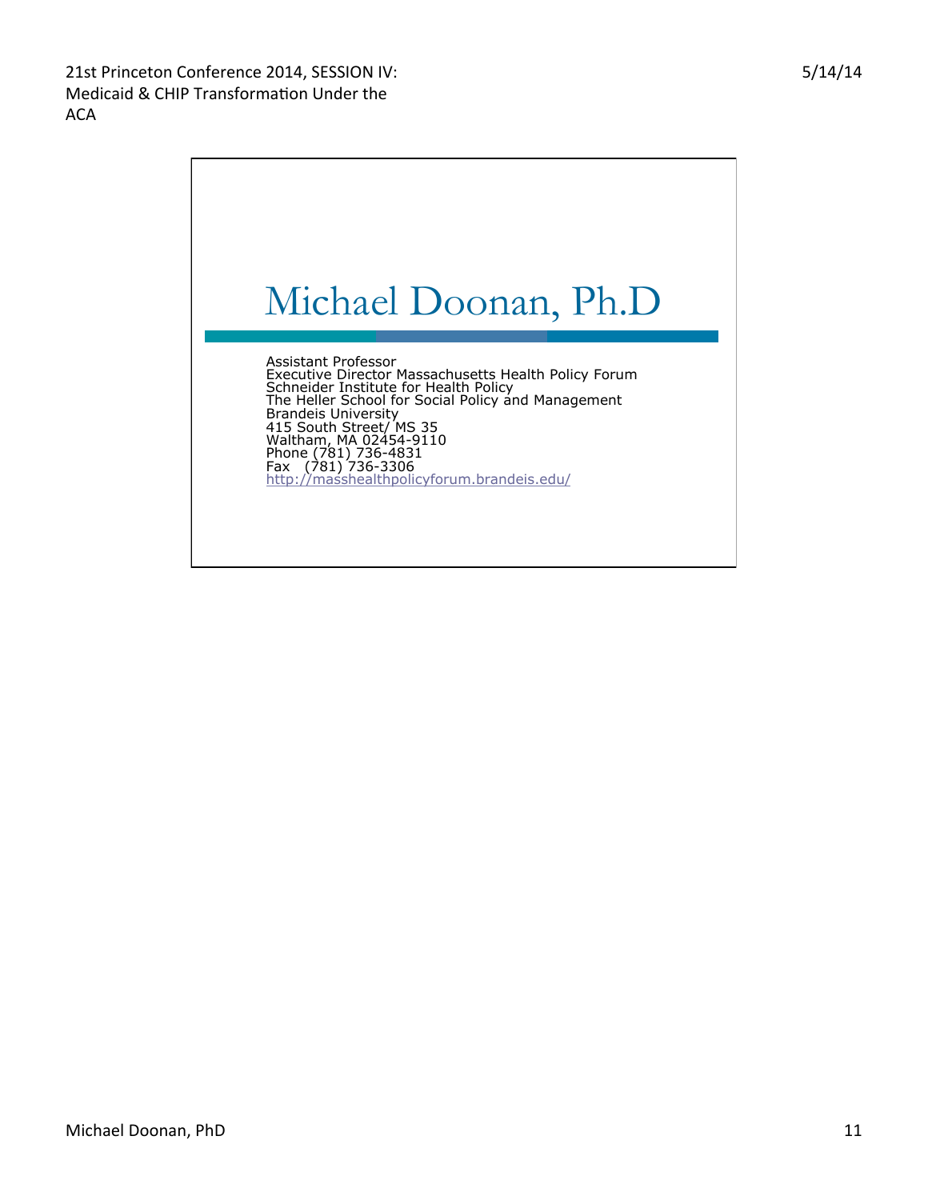# Michael Doonan, Ph.D

Assistant Professor
Executive Director Massachusetts Health Policy Forum
Schneider Institute for Health Policy
The Heller School for Social Policy and Management
Brandeis University
415 South Street/ MS 35
Waltham, MA 02454-9110
Phone (781) 736-4831
Fax (781) 736-3306
http://masshealthpolicyforum.brandeis.edu/